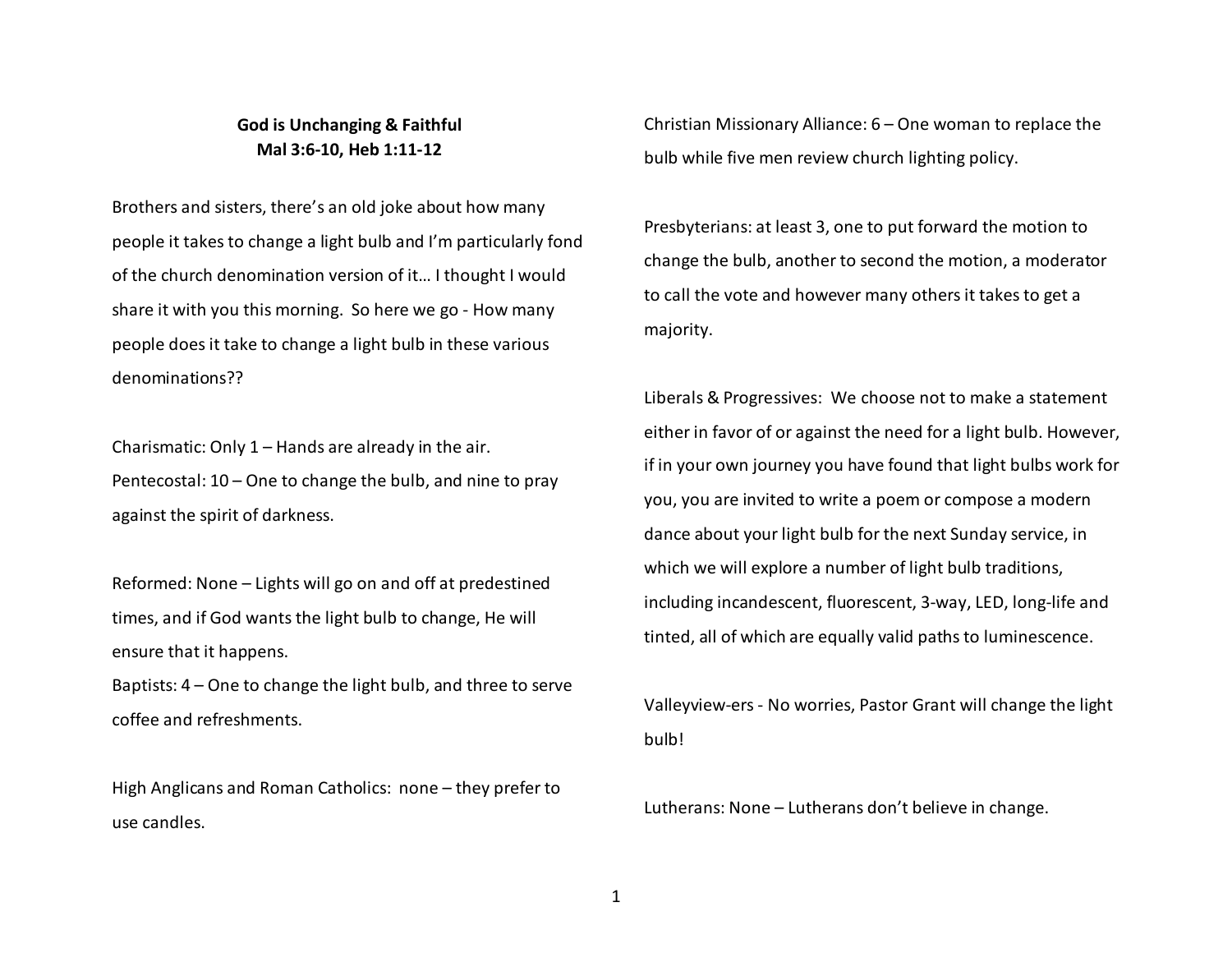**God is Unchanging & Faithful**
**Mal 3:6-10, Heb 1:11-12**

Brothers and sisters, there's an old joke about how many people it takes to change a light bulb and I'm particularly fond of the church denomination version of it… I thought I would share it with you this morning. So here we go - How many people does it take to change a light bulb in these various denominations??

Charismatic: Only 1 – Hands are already in the air.
Pentecostal: 10 – One to change the bulb, and nine to pray against the spirit of darkness.

Reformed: None – Lights will go on and off at predestined times, and if God wants the light bulb to change, He will ensure that it happens.
Baptists: 4 – One to change the light bulb, and three to serve coffee and refreshments.

High Anglicans and Roman Catholics: none – they prefer to use candles.

Christian Missionary Alliance: 6 – One woman to replace the bulb while five men review church lighting policy.

Presbyterians: at least 3, one to put forward the motion to change the bulb, another to second the motion, a moderator to call the vote and however many others it takes to get a majority.

Liberals & Progressives: We choose not to make a statement either in favor of or against the need for a light bulb. However, if in your own journey you have found that light bulbs work for you, you are invited to write a poem or compose a modern dance about your light bulb for the next Sunday service, in which we will explore a number of light bulb traditions, including incandescent, fluorescent, 3-way, LED, long-life and tinted, all of which are equally valid paths to luminescence.

Valleyview-ers - No worries, Pastor Grant will change the light bulb!

Lutherans: None – Lutherans don't believe in change.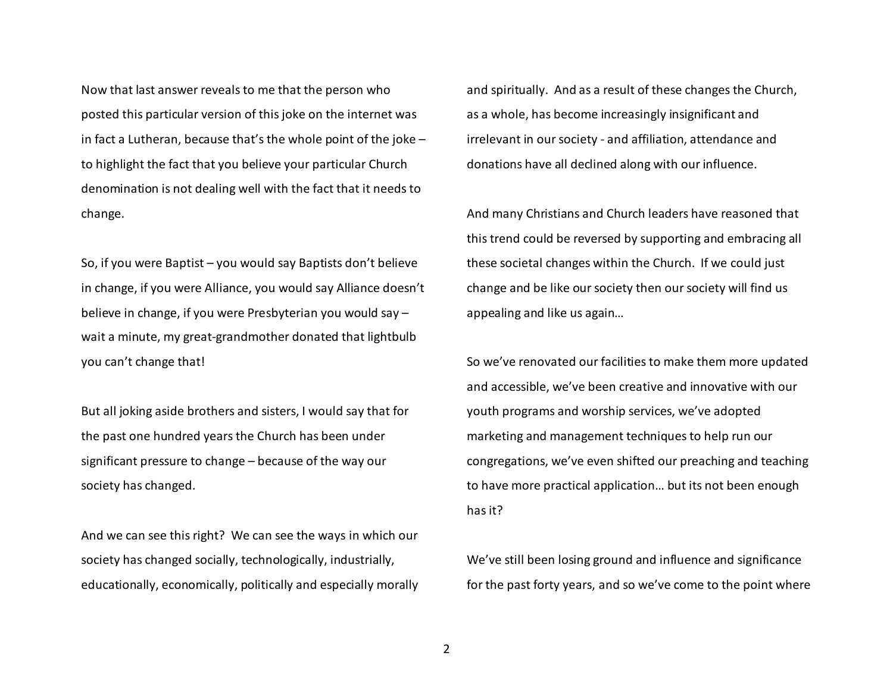Now that last answer reveals to me that the person who posted this particular version of this joke on the internet was in fact a Lutheran, because that's the whole point of the joke – to highlight the fact that you believe your particular Church denomination is not dealing well with the fact that it needs to change.

So, if you were Baptist – you would say Baptists don't believe in change, if you were Alliance, you would say Alliance doesn't believe in change, if you were Presbyterian you would say – wait a minute, my great-grandmother donated that lightbulb you can't change that!

But all joking aside brothers and sisters, I would say that for the past one hundred years the Church has been under significant pressure to change – because of the way our society has changed.

And we can see this right? We can see the ways in which our society has changed socially, technologically, industrially, educationally, economically, politically and especially morally and spiritually. And as a result of these changes the Church, as a whole, has become increasingly insignificant and irrelevant in our society - and affiliation, attendance and donations have all declined along with our influence.

And many Christians and Church leaders have reasoned that this trend could be reversed by supporting and embracing all these societal changes within the Church. If we could just change and be like our society then our society will find us appealing and like us again…

So we've renovated our facilities to make them more updated and accessible, we've been creative and innovative with our youth programs and worship services, we've adopted marketing and management techniques to help run our congregations, we've even shifted our preaching and teaching to have more practical application… but its not been enough has it?

We've still been losing ground and influence and significance for the past forty years, and so we've come to the point where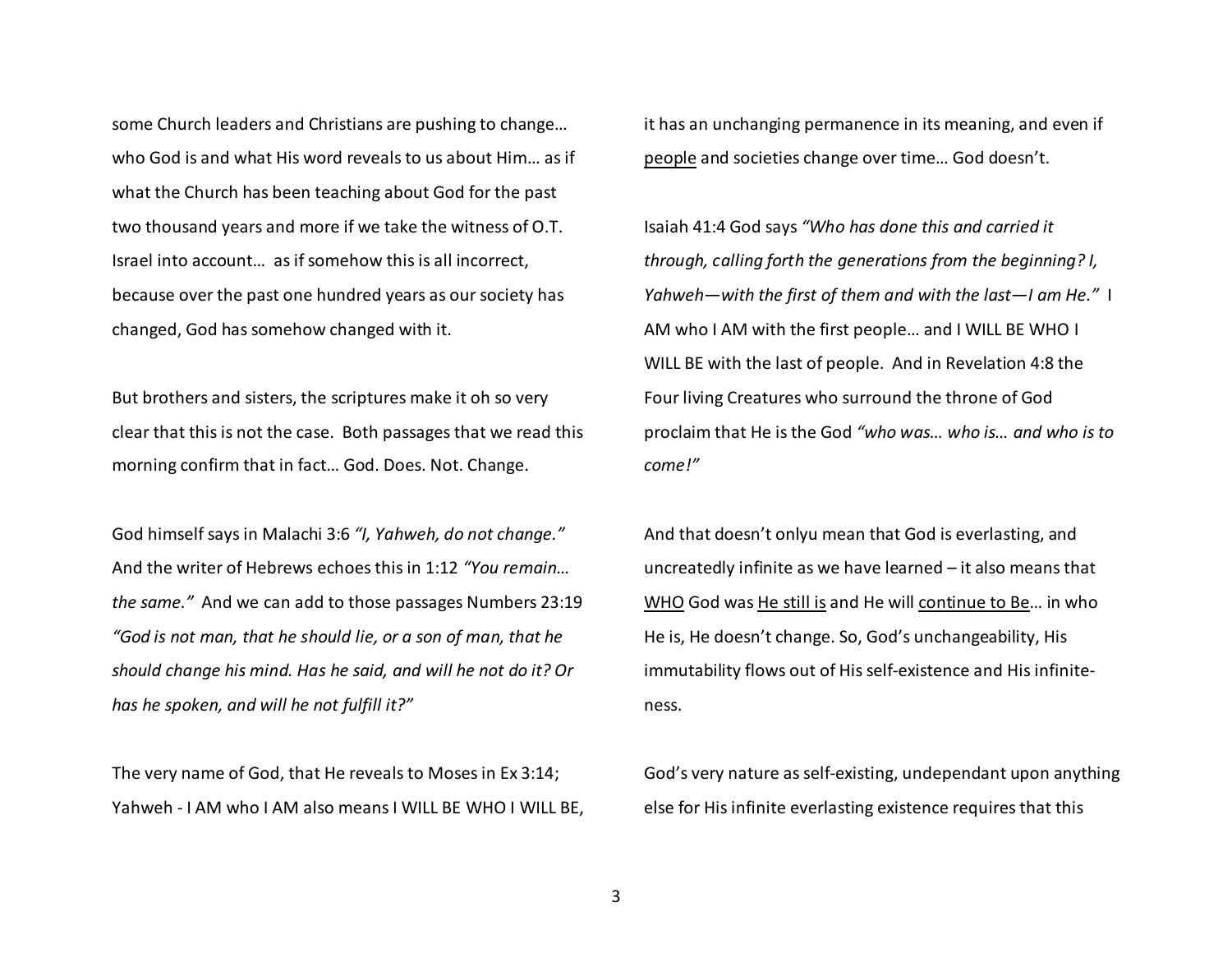some Church leaders and Christians are pushing to change… who God is and what His word reveals to us about Him… as if what the Church has been teaching about God for the past two thousand years and more if we take the witness of O.T. Israel into account… as if somehow this is all incorrect, because over the past one hundred years as our society has changed, God has somehow changed with it.

But brothers and sisters, the scriptures make it oh so very clear that this is not the case. Both passages that we read this morning confirm that in fact… God. Does. Not. Change.

God himself says in Malachi 3:6 *"I, Yahweh, do not change."* And the writer of Hebrews echoes this in 1:12 *"You remain… the same."* And we can add to those passages Numbers 23:19 *"God is not man, that he should lie, or a son of man, that he should change his mind. Has he said, and will he not do it? Or has he spoken, and will he not fulfill it?"*

The very name of God, that He reveals to Moses in Ex 3:14; Yahweh - I AM who I AM also means I WILL BE WHO I WILL BE, it has an unchanging permanence in its meaning, and even if <u>people</u> and societies change over time… God doesn't.

Isaiah 41:4 God says *"Who has done this and carried it through, calling forth the generations from the beginning? I, Yahweh—with the first of them and with the last—I am He."* I AM who I AM with the first people… and I WILL BE WHO I WILL BE with the last of people. And in Revelation 4:8 the Four living Creatures who surround the throne of God proclaim that He is the God *"who was… who is… and who is to come!"*

And that doesn't onlyu mean that God is everlasting, and uncreatedly infinite as we have learned – it also means that <u>WHO</u> God was <u>He still is</u> and He will <u>continue to Be</u>… in who He is, He doesn't change. So, God's unchangeability, His immutability flows out of His self-existence and His infinite-ness.

God's very nature as self-existing, undependant upon anything else for His infinite everlasting existence requires that this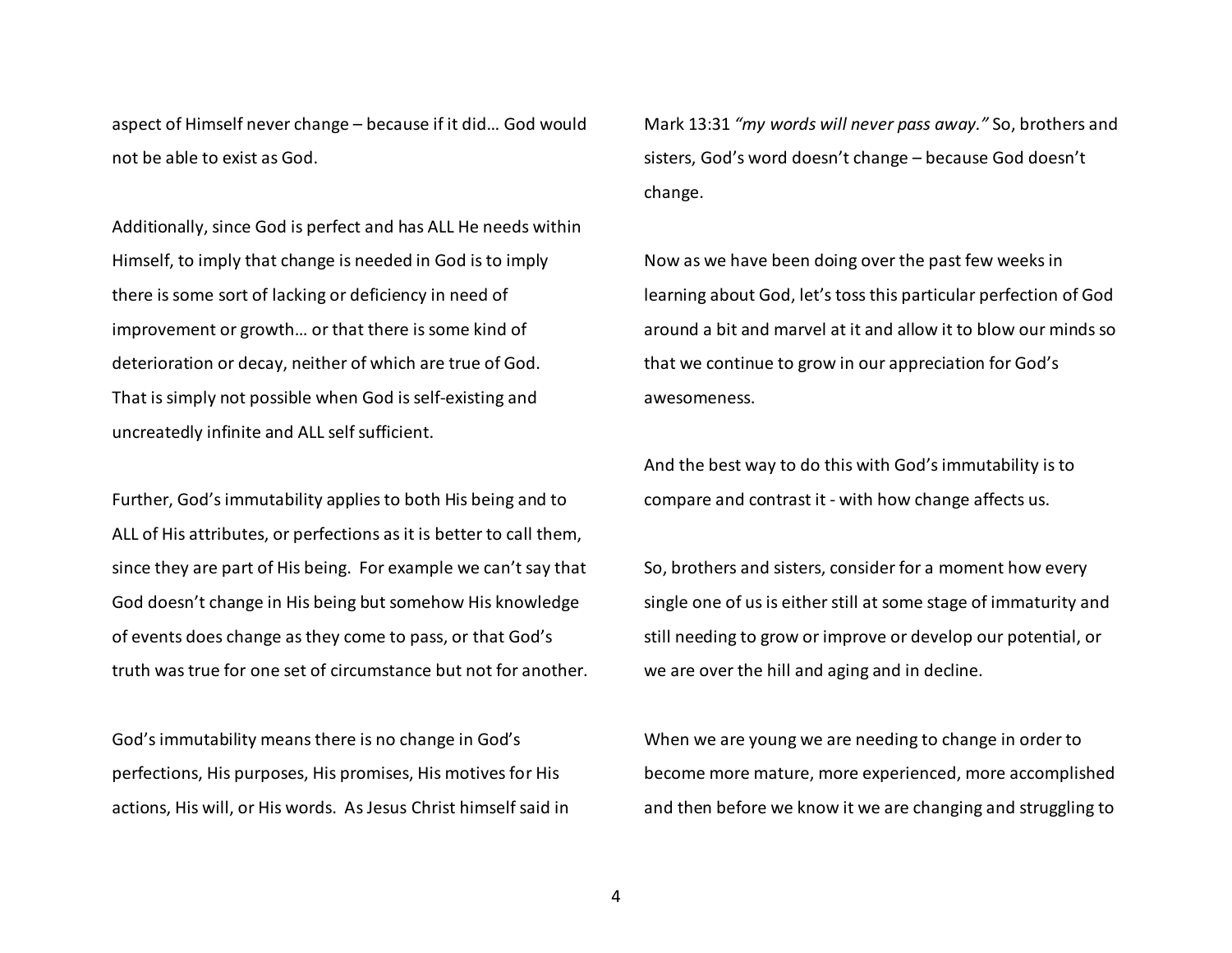aspect of Himself never change – because if it did… God would not be able to exist as God.

Additionally, since God is perfect and has ALL He needs within Himself, to imply that change is needed in God is to imply there is some sort of lacking or deficiency in need of improvement or growth… or that there is some kind of deterioration or decay, neither of which are true of God. That is simply not possible when God is self-existing and uncreatedly infinite and ALL self sufficient.

Further, God's immutability applies to both His being and to ALL of His attributes, or perfections as it is better to call them, since they are part of His being. For example we can't say that God doesn't change in His being but somehow His knowledge of events does change as they come to pass, or that God's truth was true for one set of circumstance but not for another.

God's immutability means there is no change in God's perfections, His purposes, His promises, His motives for His actions, His will, or His words. As Jesus Christ himself said in Mark 13:31 *"my words will never pass away."* So, brothers and sisters, God's word doesn't change – because God doesn't change.

Now as we have been doing over the past few weeks in learning about God, let's toss this particular perfection of God around a bit and marvel at it and allow it to blow our minds so that we continue to grow in our appreciation for God's awesomeness.

And the best way to do this with God's immutability is to compare and contrast it - with how change affects us.

So, brothers and sisters, consider for a moment how every single one of us is either still at some stage of immaturity and still needing to grow or improve or develop our potential, or we are over the hill and aging and in decline.

When we are young we are needing to change in order to become more mature, more experienced, more accomplished and then before we know it we are changing and struggling to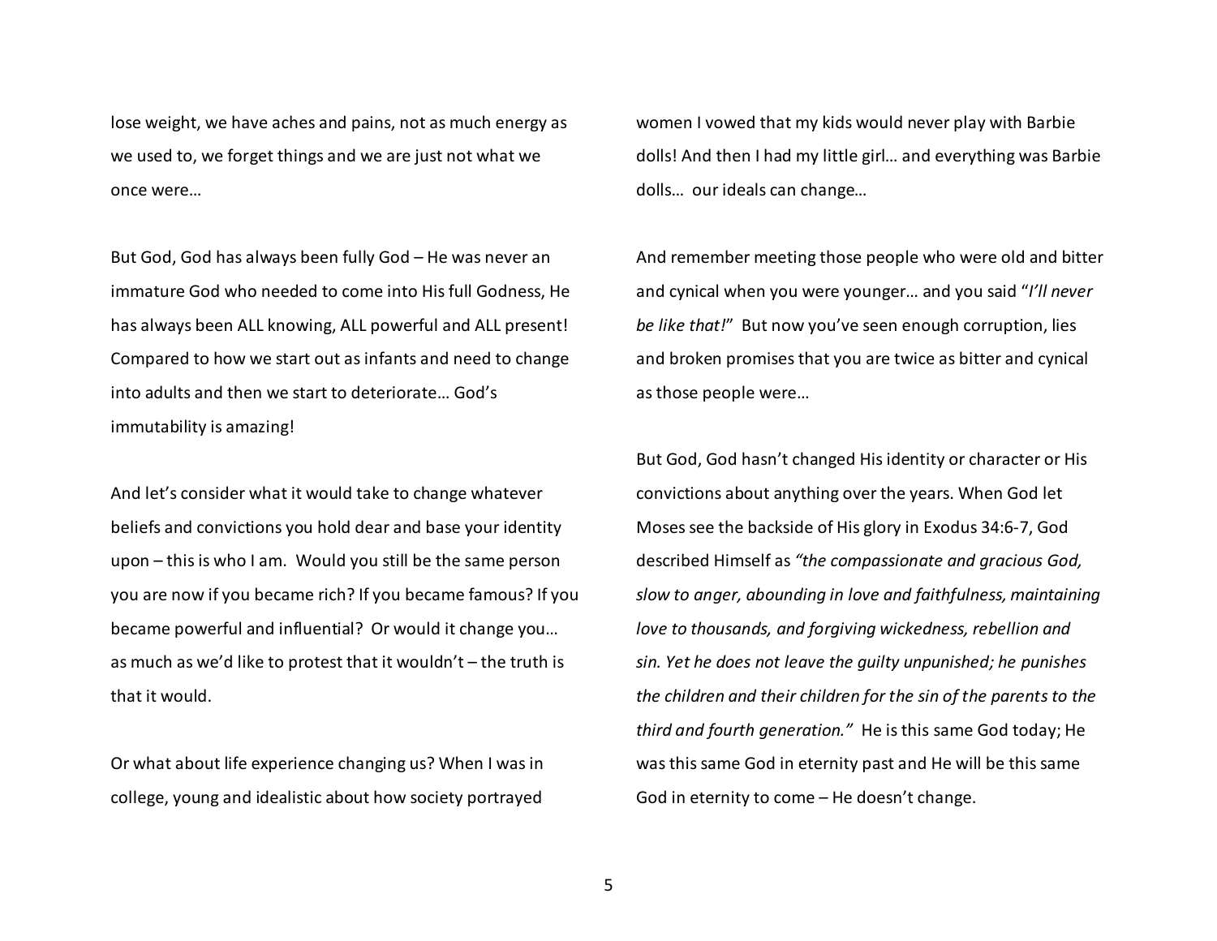lose weight, we have aches and pains, not as much energy as we used to, we forget things and we are just not what we once were…

But God, God has always been fully God – He was never an immature God who needed to come into His full Godness, He has always been ALL knowing, ALL powerful and ALL present! Compared to how we start out as infants and need to change into adults and then we start to deteriorate… God's immutability is amazing!

And let's consider what it would take to change whatever beliefs and convictions you hold dear and base your identity upon – this is who I am. Would you still be the same person you are now if you became rich? If you became famous? If you became powerful and influential? Or would it change you… as much as we'd like to protest that it wouldn't – the truth is that it would.

Or what about life experience changing us? When I was in college, young and idealistic about how society portrayed women I vowed that my kids would never play with Barbie dolls! And then I had my little girl… and everything was Barbie dolls… our ideals can change…

And remember meeting those people who were old and bitter and cynical when you were younger… and you said "*I'll never be like that!*" But now you've seen enough corruption, lies and broken promises that you are twice as bitter and cynical as those people were…

But God, God hasn't changed His identity or character or His convictions about anything over the years. When God let Moses see the backside of His glory in Exodus 34:6-7, God described Himself as *"the compassionate and gracious God, slow to anger, abounding in love and faithfulness, maintaining love to thousands, and forgiving wickedness, rebellion and sin. Yet he does not leave the guilty unpunished; he punishes the children and their children for the sin of the parents to the third and fourth generation."* He is this same God today; He was this same God in eternity past and He will be this same God in eternity to come – He doesn't change.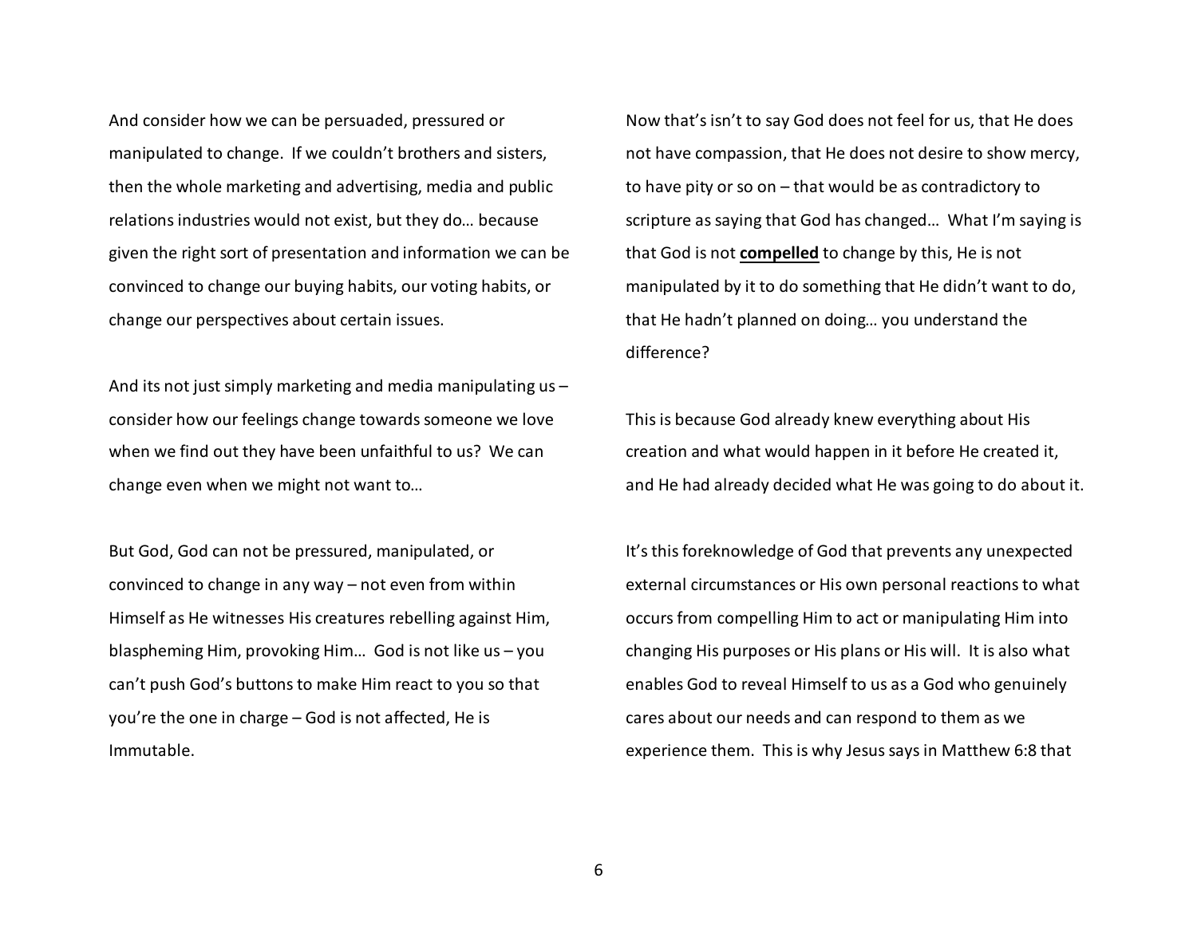And consider how we can be persuaded, pressured or manipulated to change. If we couldn't brothers and sisters, then the whole marketing and advertising, media and public relations industries would not exist, but they do… because given the right sort of presentation and information we can be convinced to change our buying habits, our voting habits, or change our perspectives about certain issues.

And its not just simply marketing and media manipulating us – consider how our feelings change towards someone we love when we find out they have been unfaithful to us? We can change even when we might not want to…

But God, God can not be pressured, manipulated, or convinced to change in any way – not even from within Himself as He witnesses His creatures rebelling against Him, blaspheming Him, provoking Him… God is not like us – you can't push God's buttons to make Him react to you so that you're the one in charge – God is not affected, He is Immutable.

Now that's isn't to say God does not feel for us, that He does not have compassion, that He does not desire to show mercy, to have pity or so on – that would be as contradictory to scripture as saying that God has changed… What I'm saying is that God is not **<u>compelled</u>** to change by this, He is not manipulated by it to do something that He didn't want to do, that He hadn't planned on doing… you understand the difference?

This is because God already knew everything about His creation and what would happen in it before He created it, and He had already decided what He was going to do about it.

It's this foreknowledge of God that prevents any unexpected external circumstances or His own personal reactions to what occurs from compelling Him to act or manipulating Him into changing His purposes or His plans or His will. It is also what enables God to reveal Himself to us as a God who genuinely cares about our needs and can respond to them as we experience them. This is why Jesus says in Matthew 6:8 that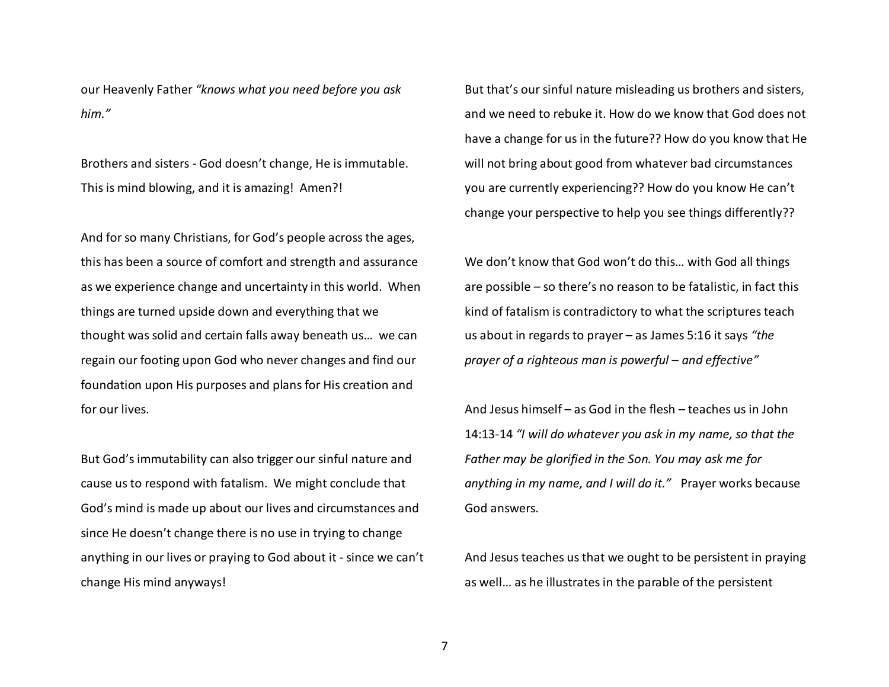our Heavenly Father *"knows what you need before you ask him."*

Brothers and sisters - God doesn't change, He is immutable. This is mind blowing, and it is amazing! Amen?!

And for so many Christians, for God's people across the ages, this has been a source of comfort and strength and assurance as we experience change and uncertainty in this world. When things are turned upside down and everything that we thought was solid and certain falls away beneath us… we can regain our footing upon God who never changes and find our foundation upon His purposes and plans for His creation and for our lives.

But God's immutability can also trigger our sinful nature and cause us to respond with fatalism. We might conclude that God's mind is made up about our lives and circumstances and since He doesn't change there is no use in trying to change anything in our lives or praying to God about it - since we can't change His mind anyways!

But that's our sinful nature misleading us brothers and sisters, and we need to rebuke it. How do we know that God does not have a change for us in the future?? How do you know that He will not bring about good from whatever bad circumstances you are currently experiencing?? How do you know He can't change your perspective to help you see things differently??

We don't know that God won't do this… with God all things are possible – so there's no reason to be fatalistic, in fact this kind of fatalism is contradictory to what the scriptures teach us about in regards to prayer – as James 5:16 it says *"the prayer of a righteous man is powerful – and effective"*

And Jesus himself – as God in the flesh – teaches us in John 14:13-14 *"I will do whatever you ask in my name, so that the Father may be glorified in the Son. You may ask me for anything in my name, and I will do it."* Prayer works because God answers.

And Jesus teaches us that we ought to be persistent in praying as well… as he illustrates in the parable of the persistent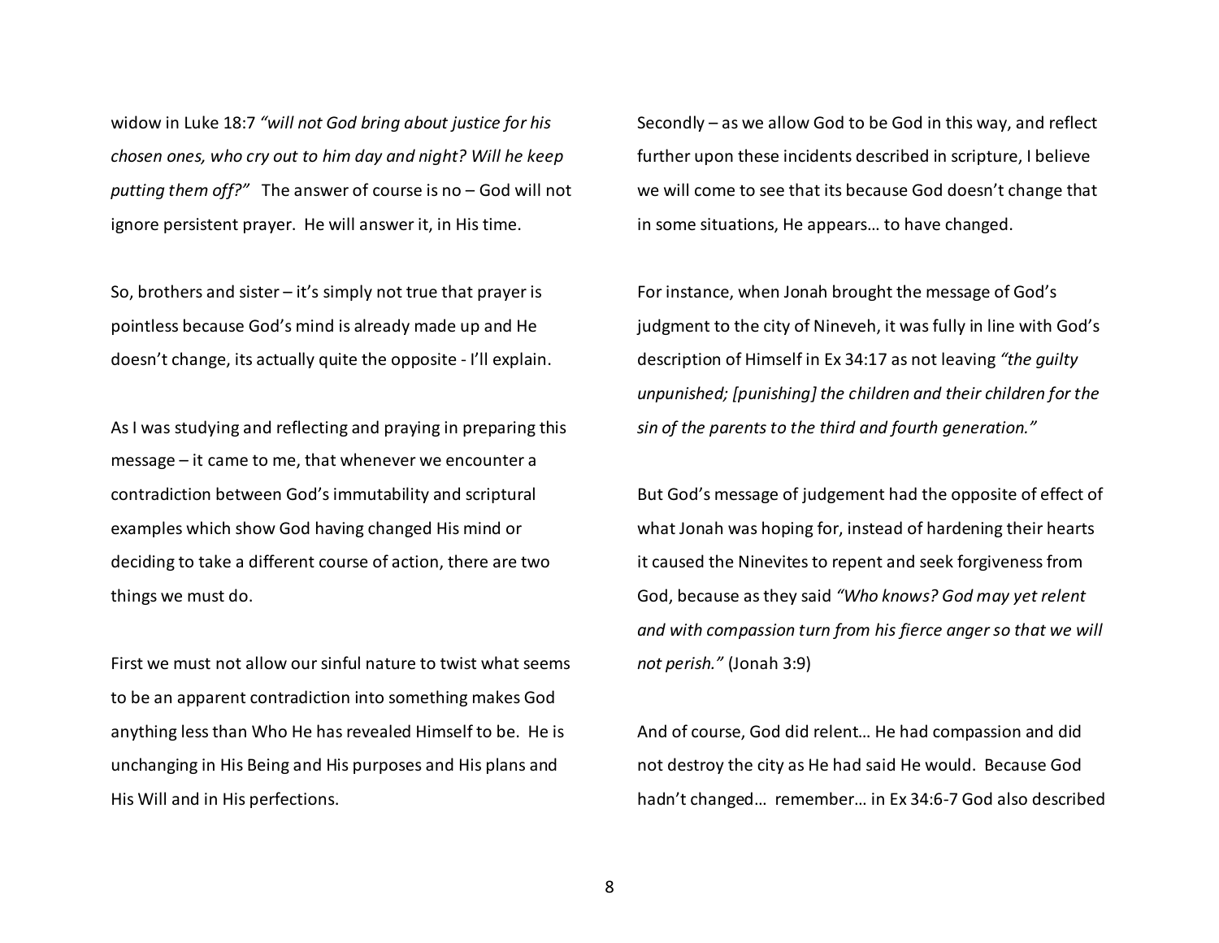widow in Luke 18:7 *"will not God bring about justice for his chosen ones, who cry out to him day and night? Will he keep putting them off?"* The answer of course is no – God will not ignore persistent prayer. He will answer it, in His time.

So, brothers and sister – it's simply not true that prayer is pointless because God's mind is already made up and He doesn't change, its actually quite the opposite - I'll explain.

As I was studying and reflecting and praying in preparing this message – it came to me, that whenever we encounter a contradiction between God's immutability and scriptural examples which show God having changed His mind or deciding to take a different course of action, there are two things we must do.

First we must not allow our sinful nature to twist what seems to be an apparent contradiction into something makes God anything less than Who He has revealed Himself to be. He is unchanging in His Being and His purposes and His plans and His Will and in His perfections.

Secondly – as we allow God to be God in this way, and reflect further upon these incidents described in scripture, I believe we will come to see that its because God doesn't change that in some situations, He appears… to have changed.

For instance, when Jonah brought the message of God's judgment to the city of Nineveh, it was fully in line with God's description of Himself in Ex 34:17 as not leaving *"the guilty unpunished; [punishing] the children and their children for the sin of the parents to the third and fourth generation."*

But God's message of judgement had the opposite of effect of what Jonah was hoping for, instead of hardening their hearts it caused the Ninevites to repent and seek forgiveness from God, because as they said *"Who knows? God may yet relent and with compassion turn from his fierce anger so that we will not perish."* (Jonah 3:9)

And of course, God did relent… He had compassion and did not destroy the city as He had said He would. Because God hadn't changed… remember… in Ex 34:6-7 God also described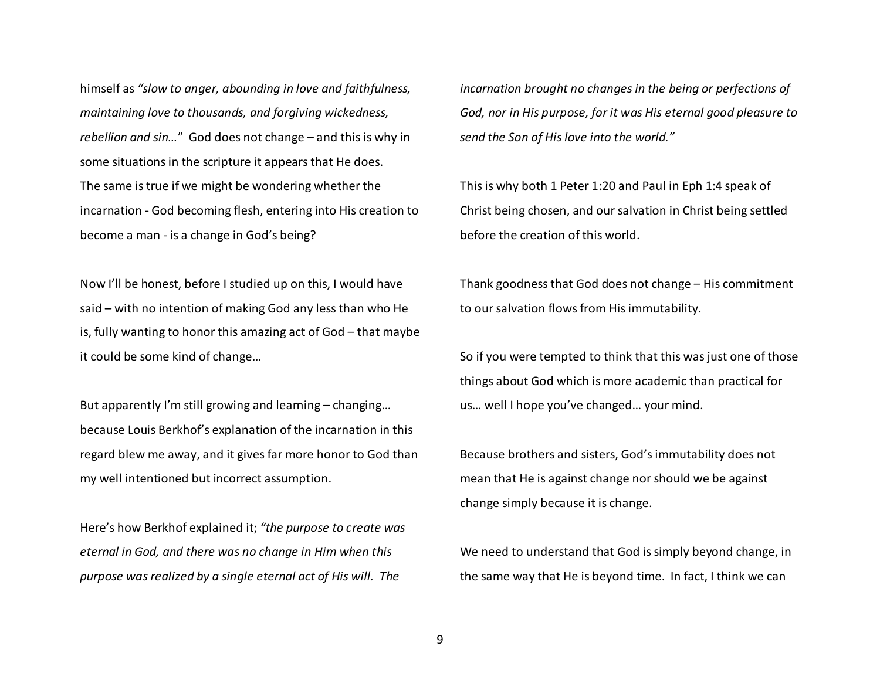himself as *"slow to anger, abounding in love and faithfulness, maintaining love to thousands, and forgiving wickedness, rebellion and sin…"* God does not change – and this is why in some situations in the scripture it appears that He does. The same is true if we might be wondering whether the incarnation - God becoming flesh, entering into His creation to become a man - is a change in God's being?

Now I'll be honest, before I studied up on this, I would have said – with no intention of making God any less than who He is, fully wanting to honor this amazing act of God – that maybe it could be some kind of change…

But apparently I'm still growing and learning – changing… because Louis Berkhof's explanation of the incarnation in this regard blew me away, and it gives far more honor to God than my well intentioned but incorrect assumption.

Here's how Berkhof explained it; *"the purpose to create was eternal in God, and there was no change in Him when this purpose was realized by a single eternal act of His will. The incarnation brought no changes in the being or perfections of God, nor in His purpose, for it was His eternal good pleasure to send the Son of His love into the world."*

This is why both 1 Peter 1:20 and Paul in Eph 1:4 speak of Christ being chosen, and our salvation in Christ being settled before the creation of this world.

Thank goodness that God does not change – His commitment to our salvation flows from His immutability.

So if you were tempted to think that this was just one of those things about God which is more academic than practical for us… well I hope you've changed… your mind.

Because brothers and sisters, God's immutability does not mean that He is against change nor should we be against change simply because it is change.

We need to understand that God is simply beyond change, in the same way that He is beyond time. In fact, I think we can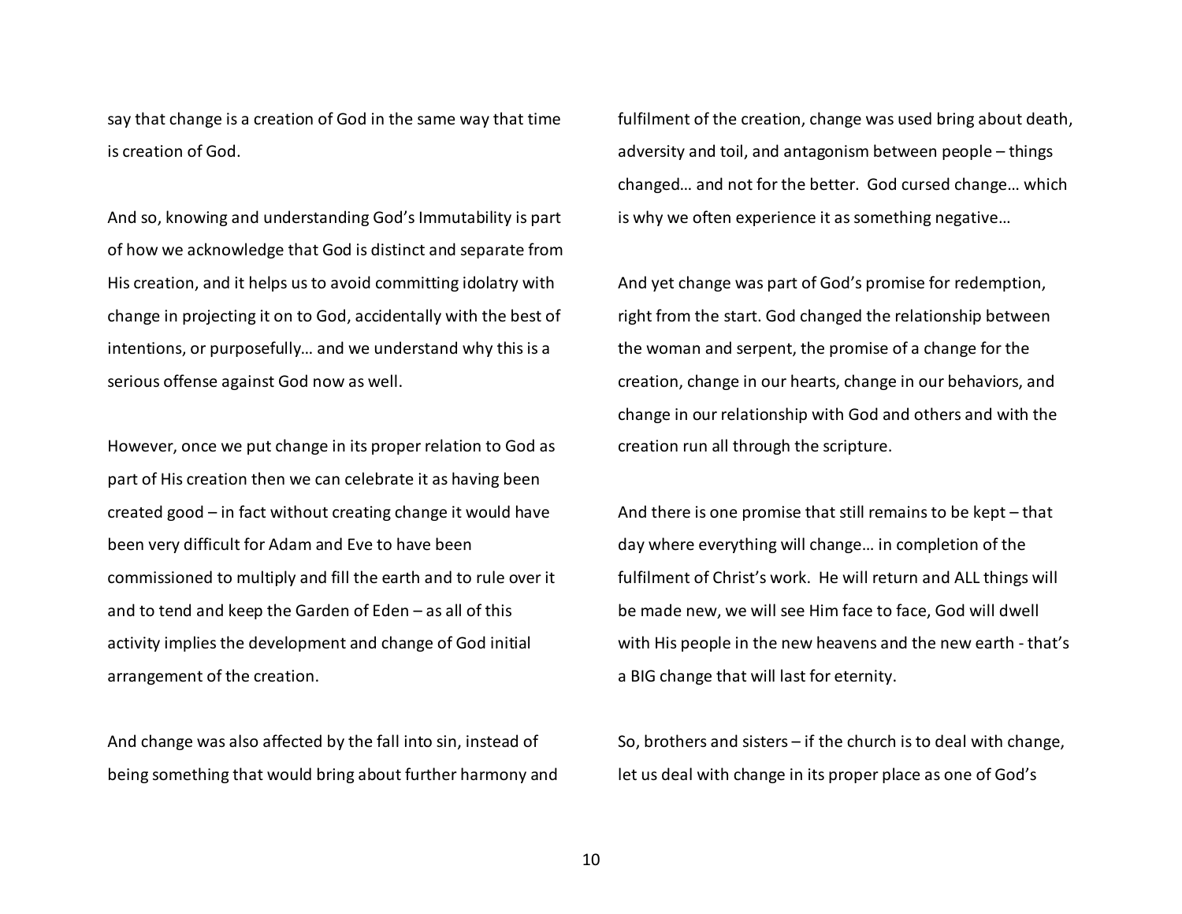say that change is a creation of God in the same way that time is creation of God.

And so, knowing and understanding God's Immutability is part of how we acknowledge that God is distinct and separate from His creation, and it helps us to avoid committing idolatry with change in projecting it on to God, accidentally with the best of intentions, or purposefully… and we understand why this is a serious offense against God now as well.

However, once we put change in its proper relation to God as part of His creation then we can celebrate it as having been created good – in fact without creating change it would have been very difficult for Adam and Eve to have been commissioned to multiply and fill the earth and to rule over it and to tend and keep the Garden of Eden – as all of this activity implies the development and change of God initial arrangement of the creation.

And change was also affected by the fall into sin, instead of being something that would bring about further harmony and fulfilment of the creation, change was used bring about death, adversity and toil, and antagonism between people – things changed… and not for the better. God cursed change… which is why we often experience it as something negative…

And yet change was part of God's promise for redemption, right from the start. God changed the relationship between the woman and serpent, the promise of a change for the creation, change in our hearts, change in our behaviors, and change in our relationship with God and others and with the creation run all through the scripture.

And there is one promise that still remains to be kept – that day where everything will change… in completion of the fulfilment of Christ's work. He will return and ALL things will be made new, we will see Him face to face, God will dwell with His people in the new heavens and the new earth - that's a BIG change that will last for eternity.

So, brothers and sisters – if the church is to deal with change, let us deal with change in its proper place as one of God's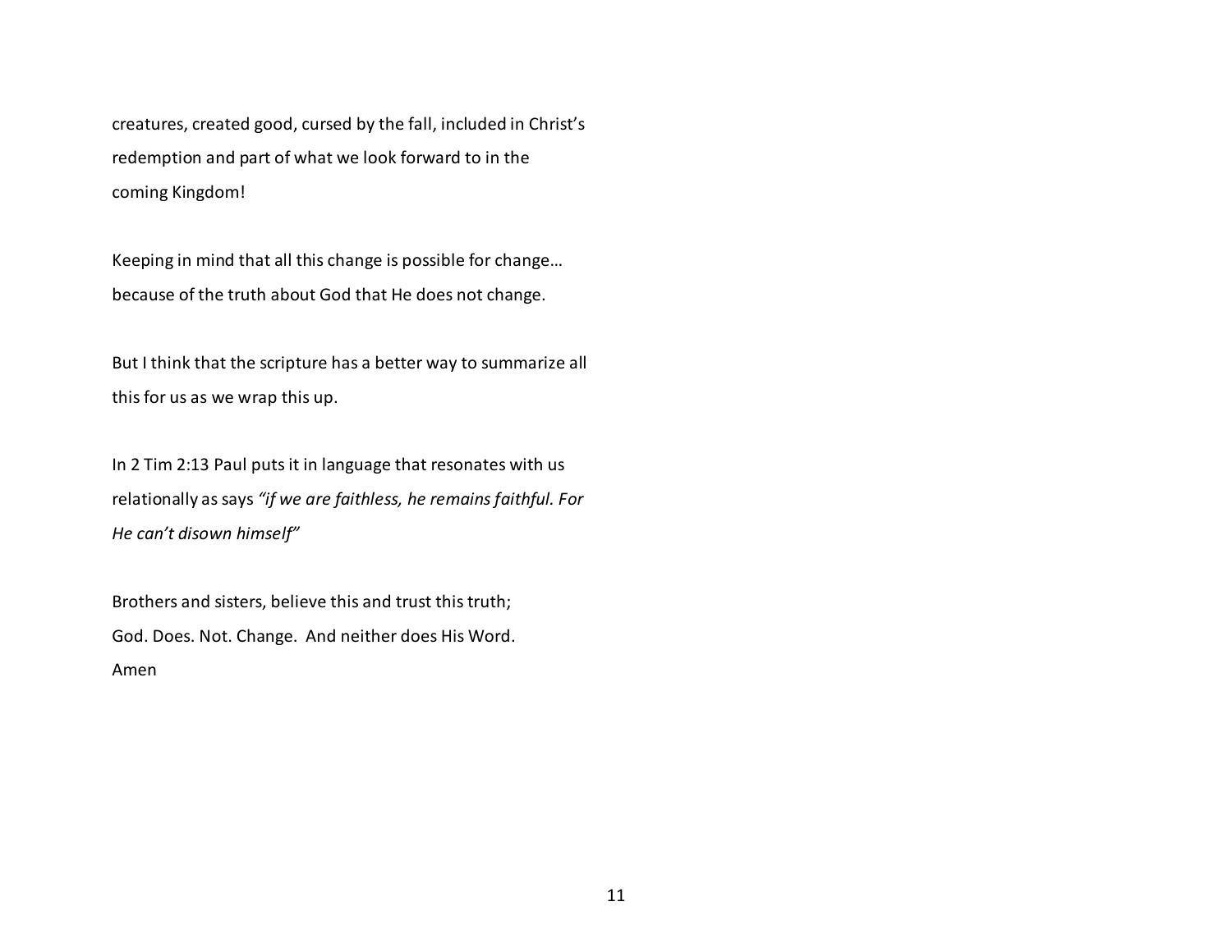creatures, created good, cursed by the fall, included in Christ's redemption and part of what we look forward to in the coming Kingdom!

Keeping in mind that all this change is possible for change… because of the truth about God that He does not change.

But I think that the scripture has a better way to summarize all this for us as we wrap this up.

In 2 Tim 2:13 Paul puts it in language that resonates with us relationally as says *"if we are faithless, he remains faithful. For He can't disown himself"*

Brothers and sisters, believe this and trust this truth;
God. Does. Not. Change. And neither does His Word.
Amen